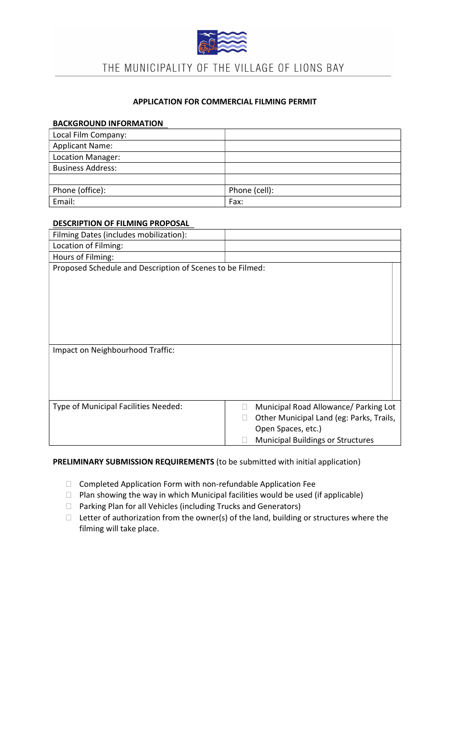# THE MUNICIPALITY OF THE VILLAGE OF LIONS BAY

**APPLICATION FOR COMMERCIAL FILMING PERMIT**

**BACKGROUND INFORMATION**

| | |
|---|---|
| Local Film Company: | |
| Applicant Name: | |
| Location Manager: | |
| Business Address: | |
| | |
| Phone (office): | Phone (cell): |
| Email: | Fax: |

**DESCRIPTION OF FILMING PROPOSAL**

| | |
|---|---|
| Filming Dates (includes mobilization): | |
| Location of Filming: | |
| Hours of Filming: | |
| Proposed Schedule and Description of Scenes to be Filmed: | |
| Impact on Neighbourhood Traffic: | |
| Type of Municipal Facilities Needed: | ☐ Municipal Road Allowance/ Parking Lot<br>☐ Other Municipal Land (eg: Parks, Trails, Open Spaces, etc.)<br>☐ Municipal Buildings or Structures |

**PRELIMINARY SUBMISSION REQUIREMENTS** (to be submitted with initial application)

- ☐ Completed Application Form with non-refundable Application Fee
- ☐ Plan showing the way in which Municipal facilities would be used (if applicable)
- ☐ Parking Plan for all Vehicles (including Trucks and Generators)
- ☐ Letter of authorization from the owner(s) of the land, building or structures where the filming will take place.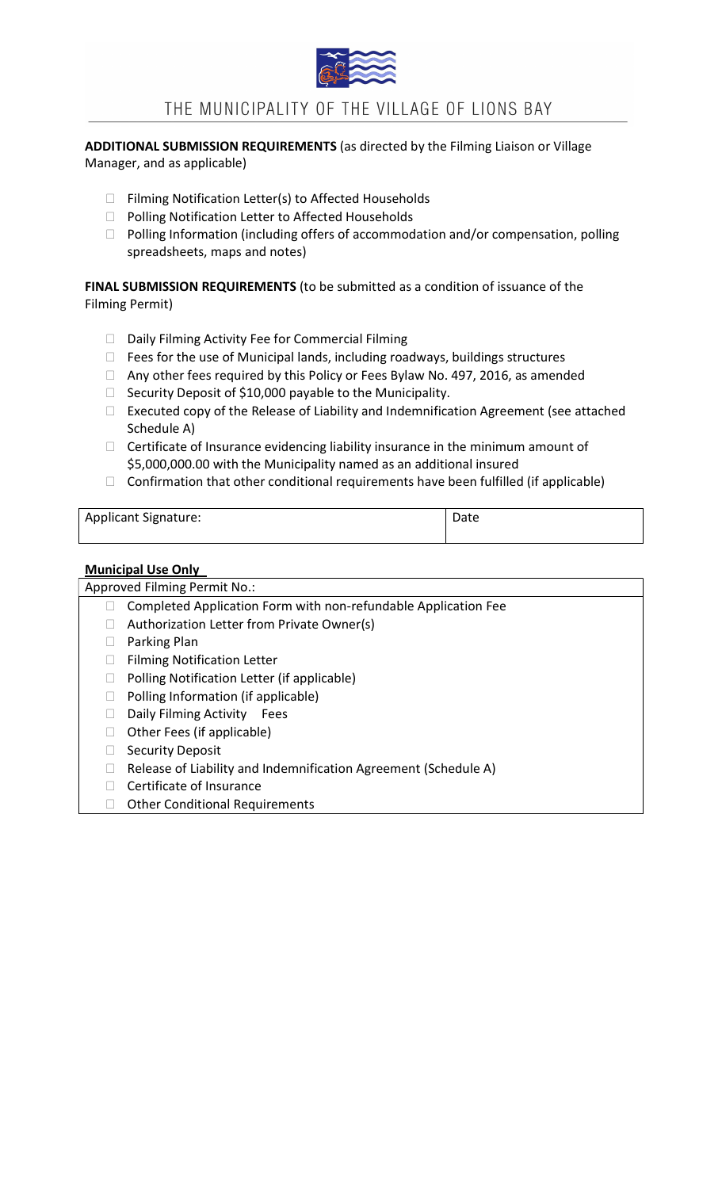# THE MUNICIPALITY OF THE VILLAGE OF LIONS BAY

**ADDITIONAL SUBMISSION REQUIREMENTS** (as directed by the Filming Liaison or Village Manager, and as applicable)

- ☐ Filming Notification Letter(s) to Affected Households
- ☐ Polling Notification Letter to Affected Households
- ☐ Polling Information (including offers of accommodation and/or compensation, polling spreadsheets, maps and notes)

**FINAL SUBMISSION REQUIREMENTS** (to be submitted as a condition of issuance of the Filming Permit)

- ☐ Daily Filming Activity Fee for Commercial Filming
- ☐ Fees for the use of Municipal lands, including roadways, buildings structures
- ☐ Any other fees required by this Policy or Fees Bylaw No. 497, 2016, as amended
- ☐ Security Deposit of $10,000 payable to the Municipality.
- ☐ Executed copy of the Release of Liability and Indemnification Agreement (see attached Schedule A)
- ☐ Certificate of Insurance evidencing liability insurance in the minimum amount of $5,000,000.00 with the Municipality named as an additional insured
- ☐ Confirmation that other conditional requirements have been fulfilled (if applicable)

| Applicant Signature: | Date |
|---|---|
| | |

**Municipal Use Only**

Approved Filming Permit No.:

- ☐ Completed Application Form with non-refundable Application Fee
- ☐ Authorization Letter from Private Owner(s)
- ☐ Parking Plan
- ☐ Filming Notification Letter
- ☐ Polling Notification Letter (if applicable)
- ☐ Polling Information (if applicable)
- ☐ Daily Filming Activity Fees
- ☐ Other Fees (if applicable)
- ☐ Security Deposit
- ☐ Release of Liability and Indemnification Agreement (Schedule A)
- ☐ Certificate of Insurance
- ☐ Other Conditional Requirements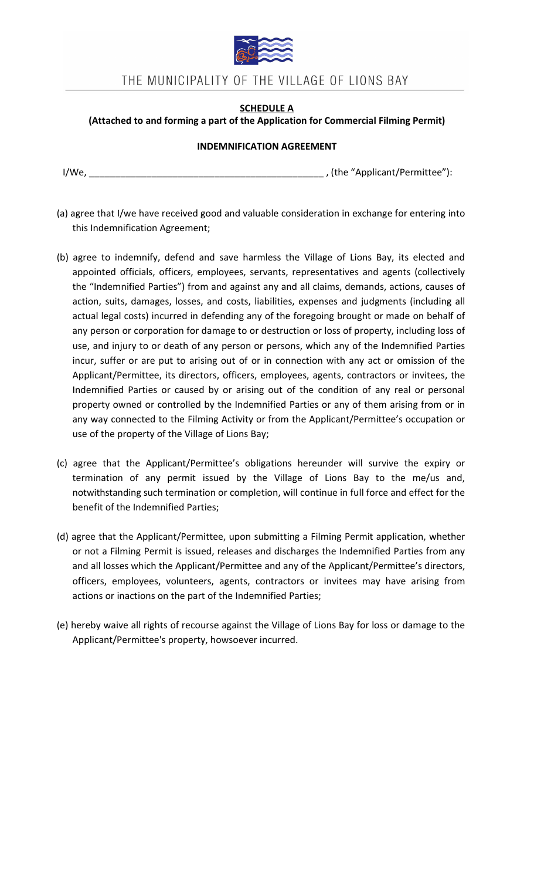THE MUNICIPALITY OF THE VILLAGE OF LIONS BAY

**SCHEDULE A**

**(Attached to and forming a part of the Application for Commercial Filming Permit)**

**INDEMNIFICATION AGREEMENT**

I/We, _____________________________________________ , (the "Applicant/Permittee"):

(a) agree that I/we have received good and valuable consideration in exchange for entering into this Indemnification Agreement;

(b) agree to indemnify, defend and save harmless the Village of Lions Bay, its elected and appointed officials, officers, employees, servants, representatives and agents (collectively the "Indemnified Parties") from and against any and all claims, demands, actions, causes of action, suits, damages, losses, and costs, liabilities, expenses and judgments (including all actual legal costs) incurred in defending any of the foregoing brought or made on behalf of any person or corporation for damage to or destruction or loss of property, including loss of use, and injury to or death of any person or persons, which any of the Indemnified Parties incur, suffer or are put to arising out of or in connection with any act or omission of the Applicant/Permittee, its directors, officers, employees, agents, contractors or invitees, the Indemnified Parties or caused by or arising out of the condition of any real or personal property owned or controlled by the Indemnified Parties or any of them arising from or in any way connected to the Filming Activity or from the Applicant/Permittee's occupation or use of the property of the Village of Lions Bay;

(c) agree that the Applicant/Permittee's obligations hereunder will survive the expiry or termination of any permit issued by the Village of Lions Bay to the me/us and, notwithstanding such termination or completion, will continue in full force and effect for the benefit of the Indemnified Parties;

(d) agree that the Applicant/Permittee, upon submitting a Filming Permit application, whether or not a Filming Permit is issued, releases and discharges the Indemnified Parties from any and all losses which the Applicant/Permittee and any of the Applicant/Permittee's directors, officers, employees, volunteers, agents, contractors or invitees may have arising from actions or inactions on the part of the Indemnified Parties;

(e) hereby waive all rights of recourse against the Village of Lions Bay for loss or damage to the Applicant/Permittee's property, howsoever incurred.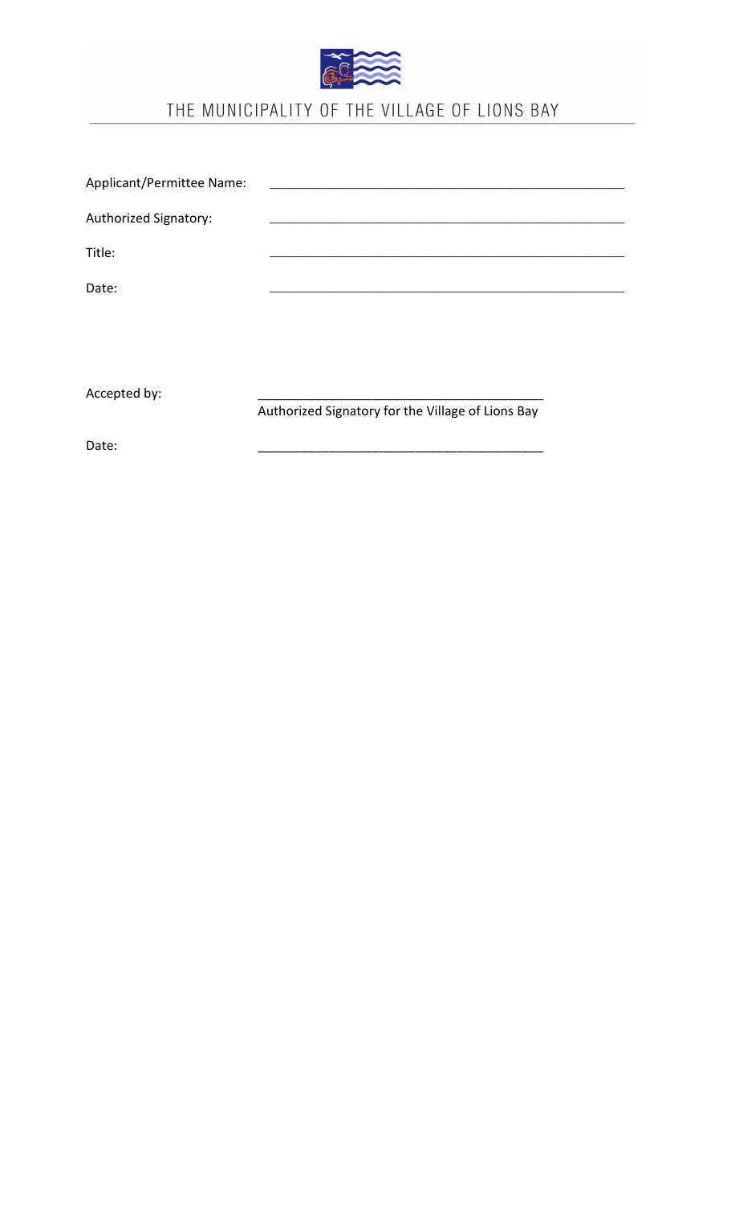THE MUNICIPALITY OF THE VILLAGE OF LIONS BAY

Applicant/Permittee Name: ______________________________________________

Authorized Signatory: ______________________________________________

Title: ______________________________________________

Date: ______________________________________________

Accepted by: ________________________________________
Authorized Signatory for the Village of Lions Bay

Date: ________________________________________